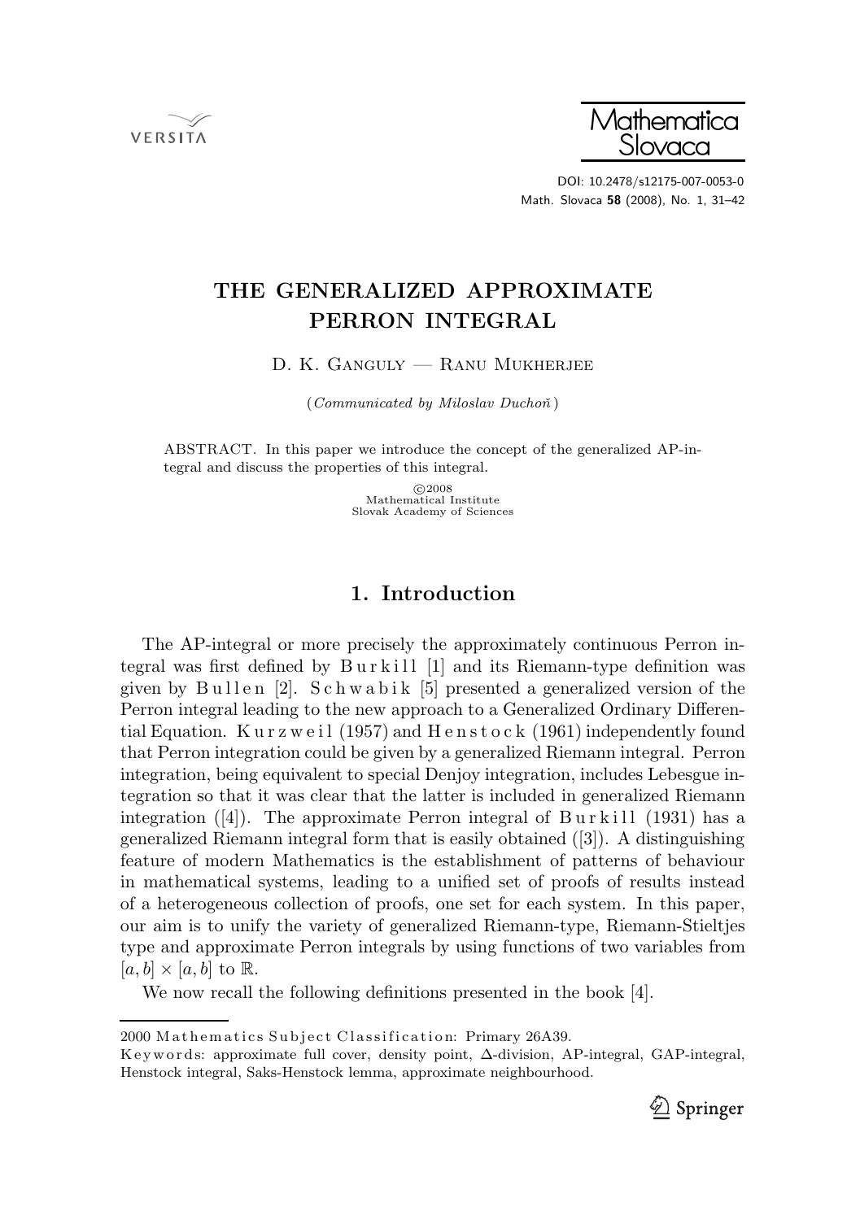# THE GENERALIZED APPROXIMATE PERRON INTEGRAL

D. K. Ganguly — Ranu Mukherjee

(*Communicated by Miloslav Duchoň*)

ABSTRACT. In this paper we introduce the concept of the generalized AP-integral and discuss the properties of this integral.

©2008
Mathematical Institute
Slovak Academy of Sciences

## 1. Introduction

The AP-integral or more precisely the approximately continuous Perron integral was first defined by Burkill [1] and its Riemann-type definition was given by Bullen [2]. Schwabik [5] presented a generalized version of the Perron integral leading to the new approach to a Generalized Ordinary Differential Equation. Kurzweil (1957) and Henstock (1961) independently found that Perron integration could be given by a generalized Riemann integral. Perron integration, being equivalent to special Denjoy integration, includes Lebesgue integration so that it was clear that the latter is included in generalized Riemann integration ([4]). The approximate Perron integral of Burkill (1931) has a generalized Riemann integral form that is easily obtained ([3]). A distinguishing feature of modern Mathematics is the establishment of patterns of behaviour in mathematical systems, leading to a unified set of proofs of results instead of a heterogeneous collection of proofs, one set for each system. In this paper, our aim is to unify the variety of generalized Riemann-type, Riemann-Stieltjes type and approximate Perron integrals by using functions of two variables from $[a, b] \times [a, b]$ to $\mathbb{R}$.

We now recall the following definitions presented in the book [4].

---

2000 Mathematics Subject Classification: Primary 26A39.

Keywords: approximate full cover, density point, $\Delta$-division, AP-integral, GAP-integral, Henstock integral, Saks-Henstock lemma, approximate neighbourhood.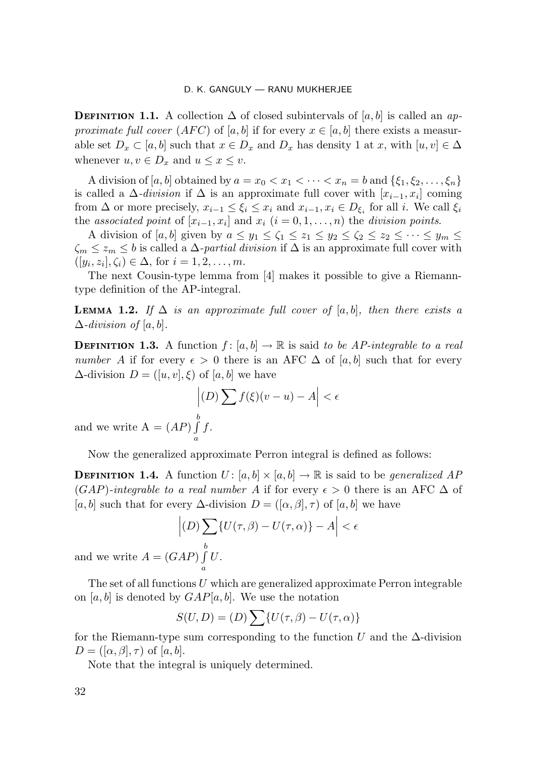**Definition 1.1.** A collection $\Delta$ of closed subintervals of $[a,b]$ is called an *approximate full cover* (*AFC*) of $[a,b]$ if for every $x \in [a,b]$ there exists a measurable set $D_x \subset [a,b]$ such that $x \in D_x$ and $D_x$ has density 1 at $x$, with $[u,v] \in \Delta$ whenever $u, v \in D_x$ and $u \le x \le v$.

A division of $[a,b]$ obtained by $a = x_0 < x_1 < \dots < x_n = b$ and $\{\xi_1, \xi_2, \dots, \xi_n\}$ is called a $\Delta$-*division* if $\Delta$ is an approximate full cover with $[x_{i-1}, x_i]$ coming from $\Delta$ or more precisely, $x_{i-1} \le \xi_i \le x_i$ and $x_{i-1}, x_i \in D_{\xi_i}$ for all $i$. We call $\xi_i$ the *associated point* of $[x_{i-1}, x_i]$ and $x_i$ $(i = 0, 1, \dots, n)$ the *division points*.

A division of $[a,b]$ given by $a \le y_1 \le \zeta_1 \le z_1 \le y_2 \le \zeta_2 \le z_2 \le \dots \le y_m \le \zeta_m \le z_m \le b$ is called a $\Delta$-*partial division* if $\Delta$ is an approximate full cover with $([y_i, z_i], \zeta_i) \in \Delta$, for $i = 1, 2, \dots, m$.

The next Cousin-type lemma from [4] makes it possible to give a Riemann-type definition of the AP-integral.

**Lemma 1.2.** *If $\Delta$ is an approximate full cover of $[a,b]$, then there exists a $\Delta$-division of $[a,b]$.*

**Definition 1.3.** A function $f\colon [a,b] \to \mathbb{R}$ is said *to be AP-integrable to a real number $A$* if for every $\epsilon > 0$ there is an AFC $\Delta$ of $[a,b]$ such that for every $\Delta$-division $D = ([u,v], \xi)$ of $[a,b]$ we have

$$\left|(D) \sum f(\xi)(v-u) - A\right| < \epsilon$$

and we write $\mathrm{A} = (AP) \int\limits_a^b f$.

Now the generalized approximate Perron integral is defined as follows:

**Definition 1.4.** A function $U\colon [a,b] \times [a,b] \to \mathbb{R}$ is said to be *generalized AP* (*GAP*)*-integrable to a real number $A$* if for every $\epsilon > 0$ there is an AFC $\Delta$ of $[a,b]$ such that for every $\Delta$-division $D = ([\alpha, \beta], \tau)$ of $[a,b]$ we have

$$\left|(D) \sum \{U(\tau, \beta) - U(\tau, \alpha)\} - A\right| < \epsilon$$

and we write $A = (GAP) \int\limits_a^b U$.

The set of all functions $U$ which are generalized approximate Perron integrable on $[a,b]$ is denoted by $GAP[a,b]$. We use the notation

$$S(U, D) = (D) \sum \{U(\tau, \beta) - U(\tau, \alpha)\}$$

for the Riemann-type sum corresponding to the function $U$ and the $\Delta$-division $D = ([\alpha, \beta], \tau)$ of $[a,b]$.

Note that the integral is uniquely determined.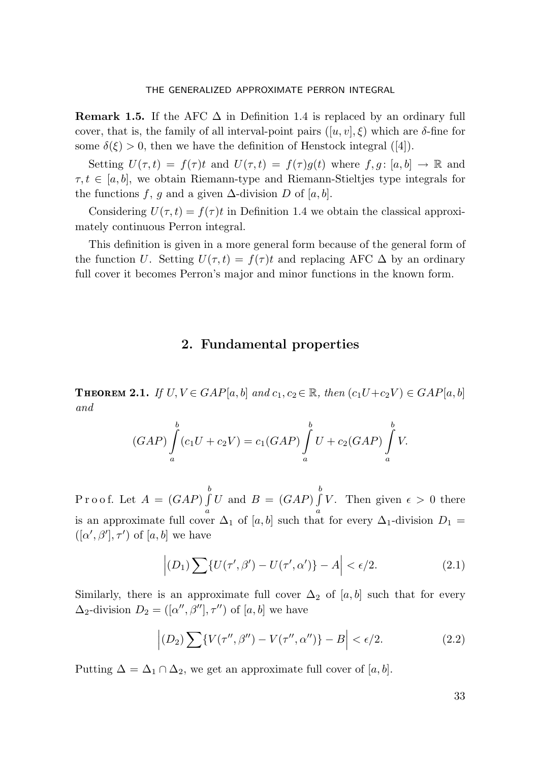**Remark 1.5.** If the AFC $\Delta$ in Definition 1.4 is replaced by an ordinary full cover, that is, the family of all interval-point pairs $([u,v],\xi)$ which are $\delta$-fine for some $\delta(\xi) > 0$, then we have the definition of Henstock integral ([4]).

Setting $U(\tau,t) = f(\tau)t$ and $U(\tau,t) = f(\tau)g(t)$ where $f,g\colon [a,b] \to \mathbb{R}$ and $\tau, t \in [a,b]$, we obtain Riemann-type and Riemann-Stieltjes type integrals for the functions $f$, $g$ and a given $\Delta$-division $D$ of $[a,b]$.

Considering $U(\tau,t) = f(\tau)t$ in Definition 1.4 we obtain the classical approximately continuous Perron integral.

This definition is given in a more general form because of the general form of the function $U$. Setting $U(\tau,t) = f(\tau)t$ and replacing AFC $\Delta$ by an ordinary full cover it becomes Perron's major and minor functions in the known form.

## 2. Fundamental properties

**Theorem 2.1.** *If $U, V \in GAP[a,b]$ and $c_1, c_2 \in \mathbb{R}$, then $(c_1U + c_2V) \in GAP[a,b]$ and*

$$(GAP)\int_a^b (c_1U + c_2V) = c_1(GAP)\int_a^b U + c_2(GAP)\int_a^b V.$$

Proof. Let $A = (GAP)\int_a^b U$ and $B = (GAP)\int_a^b V$. Then given $\epsilon > 0$ there is an approximate full cover $\Delta_1$ of $[a,b]$ such that for every $\Delta_1$-division $D_1 = ([\alpha', \beta'], \tau')$ of $[a,b]$ we have

$$\left|(D_1)\sum\{U(\tau',\beta') - U(\tau',\alpha')\} - A\right| < \epsilon/2. \tag{2.1}$$

Similarly, there is an approximate full cover $\Delta_2$ of $[a,b]$ such that for every $\Delta_2$-division $D_2 = ([\alpha'', \beta''], \tau'')$ of $[a,b]$ we have

$$\left|(D_2)\sum\{V(\tau'',\beta'') - V(\tau'',\alpha'')\} - B\right| < \epsilon/2. \tag{2.2}$$

Putting $\Delta = \Delta_1 \cap \Delta_2$, we get an approximate full cover of $[a,b]$.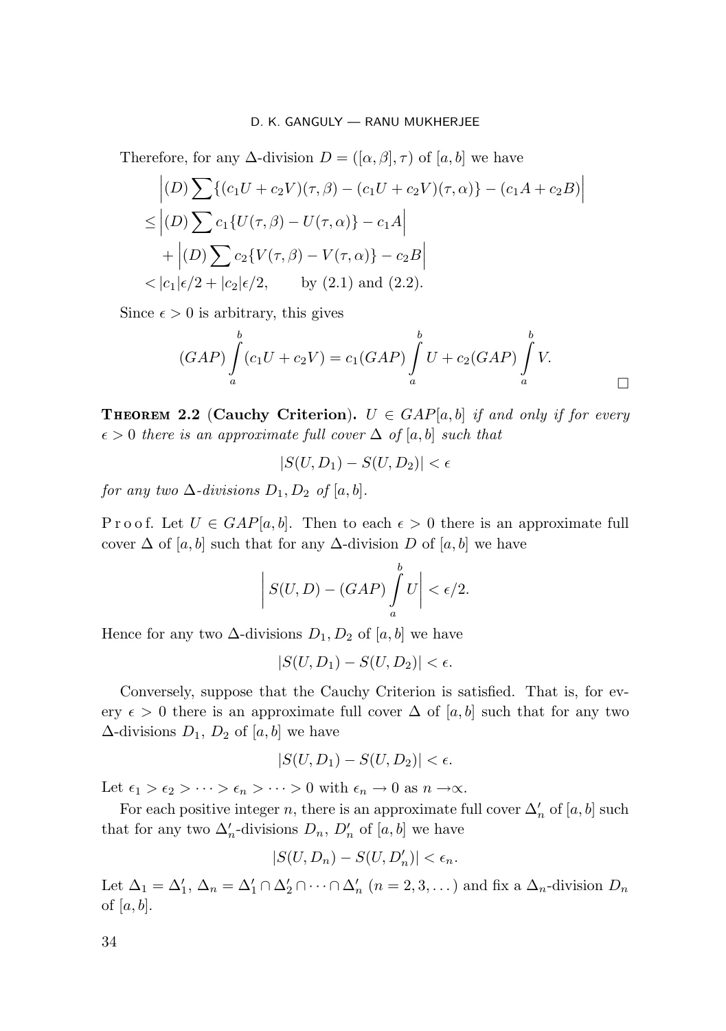Therefore, for any $\Delta$-division $D = ([\alpha, \beta], \tau)$ of $[a, b]$ we have

$$
\begin{aligned}
&\left|(D) \sum \{(c_1U + c_2V)(\tau, \beta) - (c_1U + c_2V)(\tau, \alpha)\} - (c_1A + c_2B)\right| \\
&\leq \left|(D) \sum c_1\{U(\tau, \beta) - U(\tau, \alpha)\} - c_1A\right| \\
&\quad + \left|(D) \sum c_2\{V(\tau, \beta) - V(\tau, \alpha)\} - c_2B\right| \\
&< |c_1|\epsilon/2 + |c_2|\epsilon/2, \qquad \text{by (2.1) and (2.2).}
\end{aligned}
$$

Since $\epsilon > 0$ is arbitrary, this gives

$$
(GAP) \int_a^b (c_1U + c_2V) = c_1(GAP) \int_a^b U + c_2(GAP) \int_a^b V.
$$

□

**Theorem 2.2** (**Cauchy Criterion**). *$U \in GAP[a, b]$ if and only if for every $\epsilon > 0$ there is an approximate full cover $\Delta$ of $[a, b]$ such that*

$$
|S(U, D_1) - S(U, D_2)| < \epsilon
$$

*for any two $\Delta$-divisions $D_1, D_2$ of $[a, b]$.*

Proof. Let $U \in GAP[a, b]$. Then to each $\epsilon > 0$ there is an approximate full cover $\Delta$ of $[a, b]$ such that for any $\Delta$-division $D$ of $[a, b]$ we have

$$
\left| S(U, D) - (GAP) \int_a^b U \right| < \epsilon/2.
$$

Hence for any two $\Delta$-divisions $D_1, D_2$ of $[a, b]$ we have

$$
|S(U, D_1) - S(U, D_2)| < \epsilon.
$$

Conversely, suppose that the Cauchy Criterion is satisfied. That is, for every $\epsilon > 0$ there is an approximate full cover $\Delta$ of $[a, b]$ such that for any two $\Delta$-divisions $D_1$, $D_2$ of $[a, b]$ we have

$$
|S(U, D_1) - S(U, D_2)| < \epsilon.
$$

Let $\epsilon_1 > \epsilon_2 > \cdots > \epsilon_n > \cdots > 0$ with $\epsilon_n \to 0$ as $n \to \infty$.

For each positive integer $n$, there is an approximate full cover $\Delta'_n$ of $[a, b]$ such that for any two $\Delta'_n$-divisions $D_n$, $D'_n$ of $[a, b]$ we have

$$
|S(U, D_n) - S(U, D'_n)| < \epsilon_n.
$$

Let $\Delta_1 = \Delta'_1$, $\Delta_n = \Delta'_1 \cap \Delta'_2 \cap \cdots \cap \Delta'_n$ $(n = 2, 3, \ldots)$ and fix a $\Delta_n$-division $D_n$ of $[a, b]$.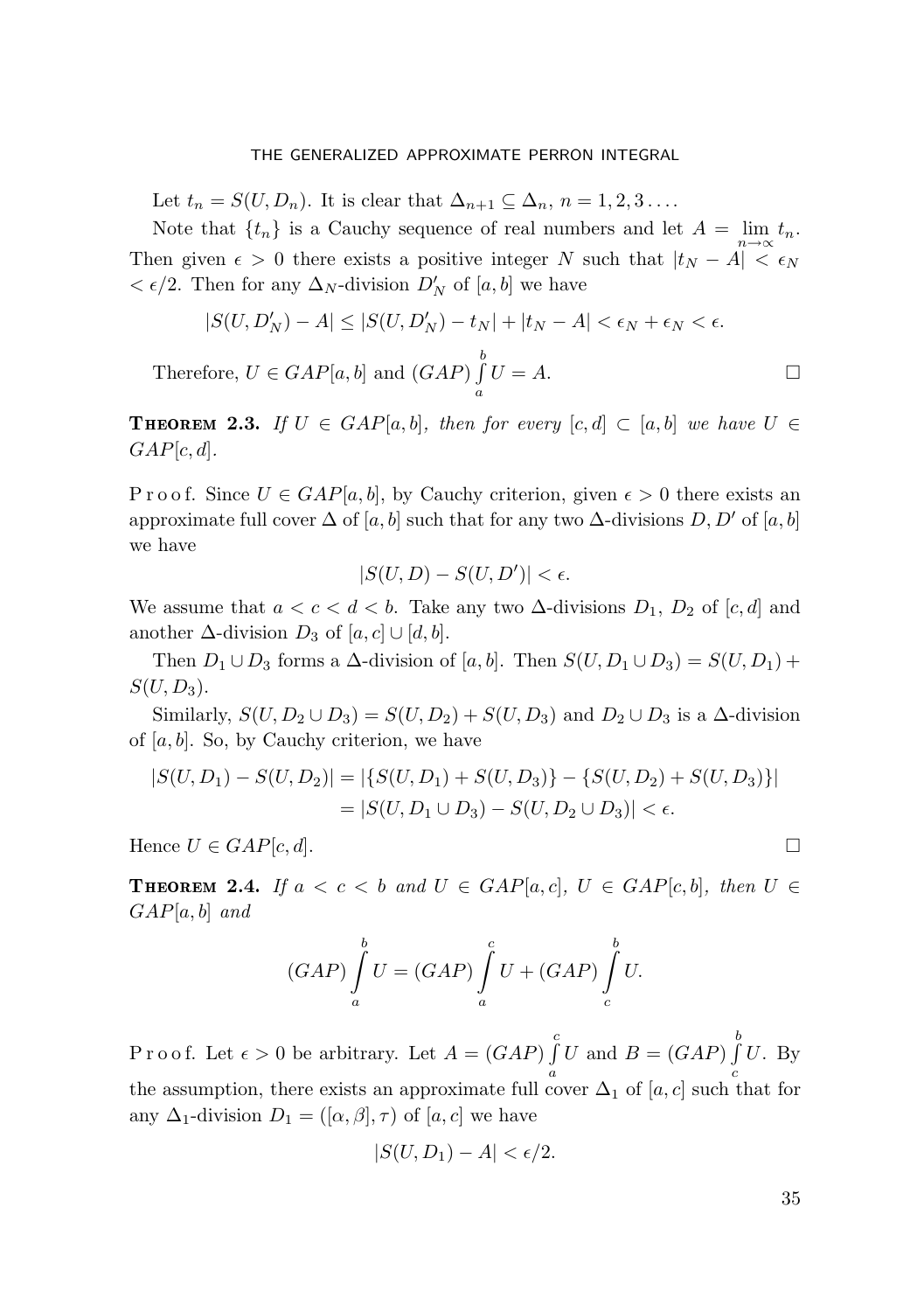Let $t_n = S(U, D_n)$. It is clear that $\Delta_{n+1} \subseteq \Delta_n$, $n = 1, 2, 3 \dots$.

Note that $\{t_n\}$ is a Cauchy sequence of real numbers and let $A = \lim_{n\to\infty} t_n$. Then given $\epsilon > 0$ there exists a positive integer $N$ such that $|t_N - A| < \epsilon_N < \epsilon/2$. Then for any $\Delta_N$-division $D'_N$ of $[a, b]$ we have

$$|S(U, D'_N) - A| \leq |S(U, D'_N) - t_N| + |t_N - A| < \epsilon_N + \epsilon_N < \epsilon.$$

Therefore, $U \in GAP[a, b]$ and $(GAP) \int_a^b U = A$. □

**Theorem 2.3.** *If $U \in GAP[a, b]$, then for every $[c, d] \subset [a, b]$ we have $U \in GAP[c, d]$.*

Proof. Since $U \in GAP[a, b]$, by Cauchy criterion, given $\epsilon > 0$ there exists an approximate full cover $\Delta$ of $[a, b]$ such that for any two $\Delta$-divisions $D, D'$ of $[a, b]$ we have

$$|S(U, D) - S(U, D')| < \epsilon.$$

We assume that $a < c < d < b$. Take any two $\Delta$-divisions $D_1$, $D_2$ of $[c, d]$ and another $\Delta$-division $D_3$ of $[a, c] \cup [d, b]$.

Then $D_1 \cup D_3$ forms a $\Delta$-division of $[a, b]$. Then $S(U, D_1 \cup D_3) = S(U, D_1) + S(U, D_3)$.

Similarly, $S(U, D_2 \cup D_3) = S(U, D_2) + S(U, D_3)$ and $D_2 \cup D_3$ is a $\Delta$-division of $[a, b]$. So, by Cauchy criterion, we have

$$\begin{aligned}|S(U, D_1) - S(U, D_2)| &= |\{S(U, D_1) + S(U, D_3)\} - \{S(U, D_2) + S(U, D_3)\}| \\ &= |S(U, D_1 \cup D_3) - S(U, D_2 \cup D_3)| < \epsilon.\end{aligned}$$

Hence $U \in GAP[c, d]$. □

**Theorem 2.4.** *If $a < c < b$ and $U \in GAP[a, c]$, $U \in GAP[c, b]$, then $U \in GAP[a, b]$ and*

$$(GAP) \int_a^b U = (GAP) \int_a^c U + (GAP) \int_c^b U.$$

Proof. Let $\epsilon > 0$ be arbitrary. Let $A = (GAP) \int_a^c U$ and $B = (GAP) \int_c^b U$. By the assumption, there exists an approximate full cover $\Delta_1$ of $[a, c]$ such that for any $\Delta_1$-division $D_1 = ([\alpha, \beta], \tau)$ of $[a, c]$ we have

$$|S(U, D_1) - A| < \epsilon/2.$$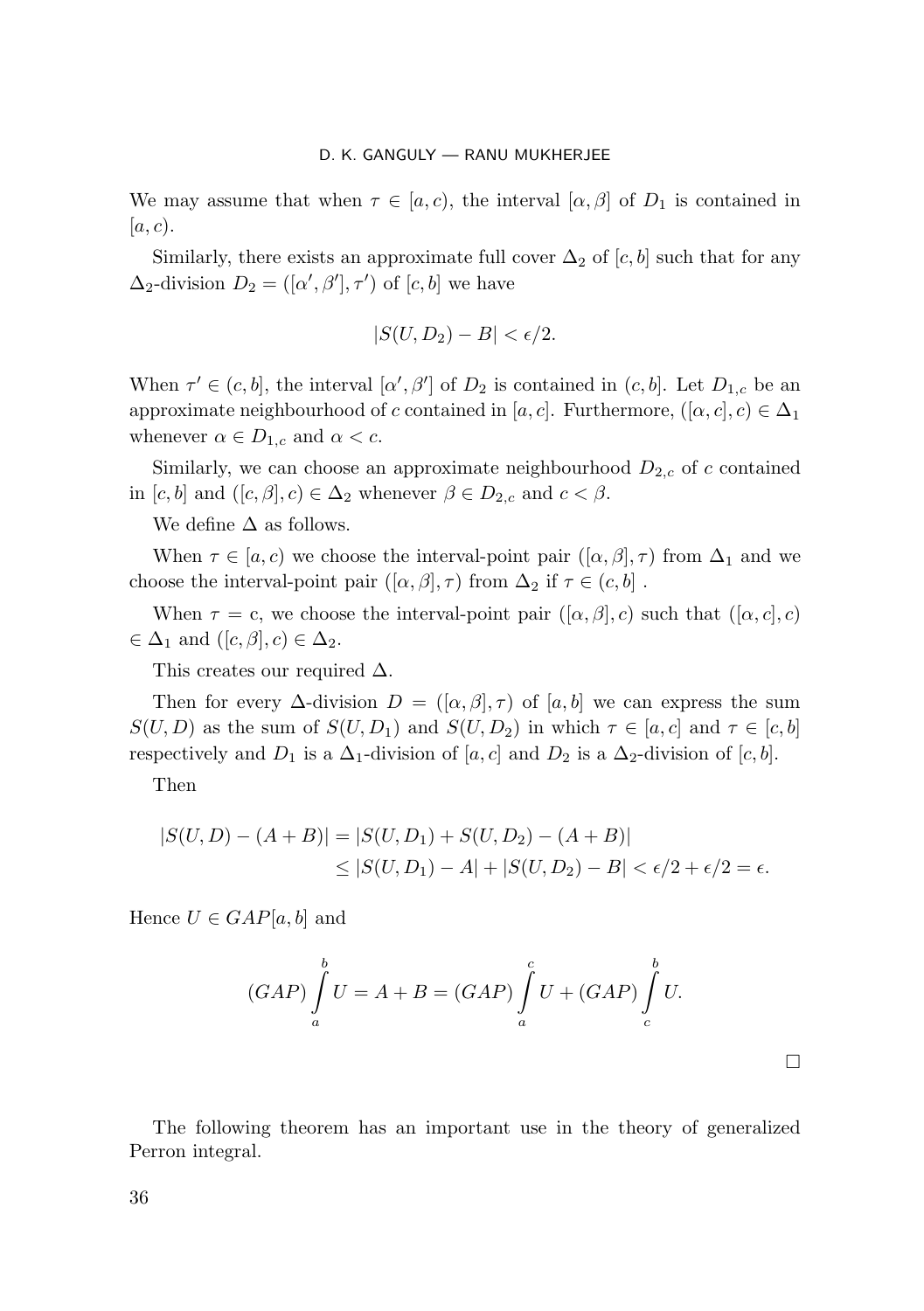We may assume that when $\tau \in [a, c)$, the interval $[\alpha, \beta]$ of $D_1$ is contained in $[a, c)$.

Similarly, there exists an approximate full cover $\Delta_2$ of $[c, b]$ such that for any $\Delta_2$-division $D_2 = ([\alpha', \beta'], \tau')$ of $[c, b]$ we have

$$|S(U, D_2) - B| < \epsilon/2.$$

When $\tau' \in (c, b]$, the interval $[\alpha', \beta']$ of $D_2$ is contained in $(c, b]$. Let $D_{1,c}$ be an approximate neighbourhood of $c$ contained in $[a, c]$. Furthermore, $([\alpha, c], c) \in \Delta_1$ whenever $\alpha \in D_{1,c}$ and $\alpha < c$.

Similarly, we can choose an approximate neighbourhood $D_{2,c}$ of $c$ contained in $[c, b]$ and $([c, \beta], c) \in \Delta_2$ whenever $\beta \in D_{2,c}$ and $c < \beta$.

We define $\Delta$ as follows.

When $\tau \in [a, c)$ we choose the interval-point pair $([\alpha, \beta], \tau)$ from $\Delta_1$ and we choose the interval-point pair $([\alpha, \beta], \tau)$ from $\Delta_2$ if $\tau \in (c, b]$ .

When $\tau =$ c, we choose the interval-point pair $([\alpha, \beta], c)$ such that $([\alpha, c], c) \in \Delta_1$ and $([c, \beta], c) \in \Delta_2$.

This creates our required $\Delta$.

Then for every $\Delta$-division $D = ([\alpha, \beta], \tau)$ of $[a, b]$ we can express the sum $S(U, D)$ as the sum of $S(U, D_1)$ and $S(U, D_2)$ in which $\tau \in [a, c]$ and $\tau \in [c, b]$ respectively and $D_1$ is a $\Delta_1$-division of $[a, c]$ and $D_2$ is a $\Delta_2$-division of $[c, b]$.

Then

$$\begin{aligned} |S(U, D) - (A + B)| &= |S(U, D_1) + S(U, D_2) - (A + B)| \\ &\leq |S(U, D_1) - A| + |S(U, D_2) - B| < \epsilon/2 + \epsilon/2 = \epsilon. \end{aligned}$$

Hence $U \in GAP[a, b]$ and

$$(GAP)\int_a^b U = A + B = (GAP)\int_a^c U + (GAP)\int_c^b U.$$

□

The following theorem has an important use in the theory of generalized Perron integral.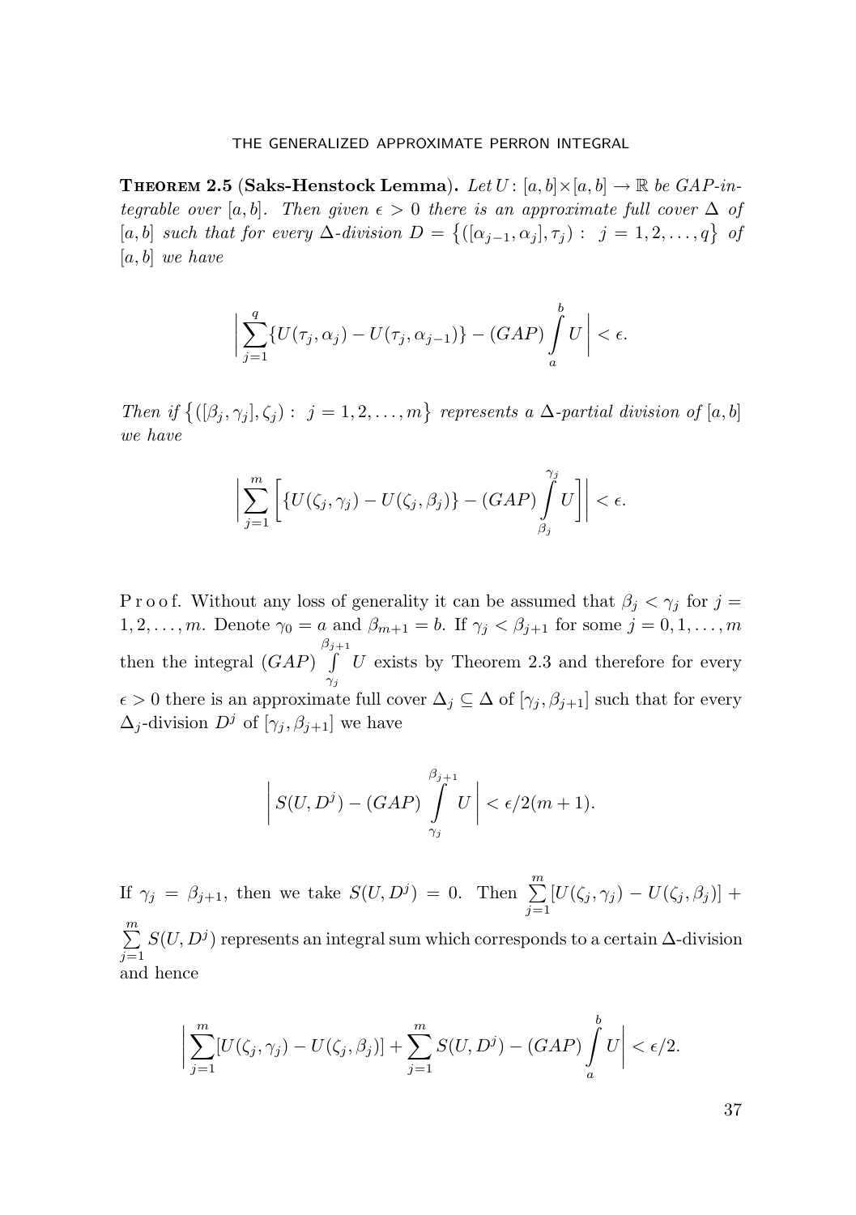**Theorem 2.5** (**Saks-Henstock Lemma**). *Let $U\colon [a,b]\times[a,b] \to \mathbb{R}$ be GAP-integrable over $[a,b]$. Then given $\epsilon > 0$ there is an approximate full cover $\Delta$ of $[a,b]$ such that for every $\Delta$-division $D = \{([\alpha_{j-1}, \alpha_j], \tau_j):\ j = 1,2,\dots,q\}$ of $[a,b]$ we have*

$$\Big| \sum_{j=1}^{q} \{U(\tau_j, \alpha_j) - U(\tau_j, \alpha_{j-1})\} - (GAP)\int_a^b U \Big| < \epsilon.$$

*Then if $\{([\beta_j, \gamma_j], \zeta_j):\ j = 1,2,\dots,m\}$ represents a $\Delta$-partial division of $[a,b]$ we have*

$$\Big| \sum_{j=1}^{m} \Big[ \{U(\zeta_j, \gamma_j) - U(\zeta_j, \beta_j)\} - (GAP)\int_{\beta_j}^{\gamma_j} U \Big] \Big| < \epsilon.$$

Proof. Without any loss of generality it can be assumed that $\beta_j < \gamma_j$ for $j = 1,2,\dots,m$. Denote $\gamma_0 = a$ and $\beta_{m+1} = b$. If $\gamma_j < \beta_{j+1}$ for some $j = 0,1,\dots,m$ then the integral $(GAP)\int_{\gamma_j}^{\beta_{j+1}} U$ exists by Theorem 2.3 and therefore for every $\epsilon > 0$ there is an approximate full cover $\Delta_j \subseteq \Delta$ of $[\gamma_j, \beta_{j+1}]$ such that for every $\Delta_j$-division $D^j$ of $[\gamma_j, \beta_{j+1}]$ we have

$$\Big| S(U, D^j) - (GAP)\int_{\gamma_j}^{\beta_{j+1}} U \Big| < \epsilon/2(m+1).$$

If $\gamma_j = \beta_{j+1}$, then we take $S(U, D^j) = 0$. Then $\sum_{j=1}^{m} [U(\zeta_j, \gamma_j) - U(\zeta_j, \beta_j)] + \sum_{j=1}^{m} S(U, D^j)$ represents an integral sum which corresponds to a certain $\Delta$-division and hence

$$\Big| \sum_{j=1}^{m} [U(\zeta_j, \gamma_j) - U(\zeta_j, \beta_j)] + \sum_{j=1}^{m} S(U, D^j) - (GAP)\int_a^b U \Big| < \epsilon/2.$$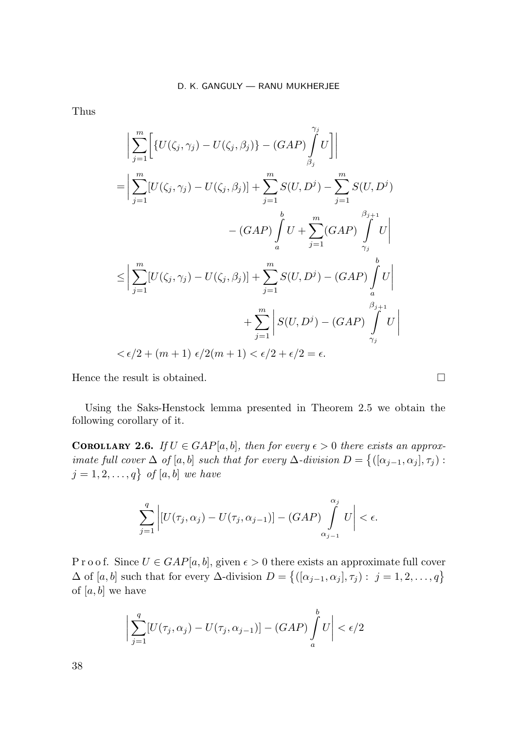Thus

$$
\begin{aligned}
&\Big| \sum_{j=1}^{m} \Big[ \{U(\zeta_j, \gamma_j) - U(\zeta_j, \beta_j)\} - (GAP) \int_{\beta_j}^{\gamma_j} U \Big] \Big| \\
&= \Big| \sum_{j=1}^{m} [U(\zeta_j, \gamma_j) - U(\zeta_j, \beta_j)] + \sum_{j=1}^{m} S(U, D^j) - \sum_{j=1}^{m} S(U, D^j) \\
&\qquad\qquad - (GAP) \int_{a}^{b} U + \sum_{j=1}^{m} (GAP) \int_{\gamma_j}^{\beta_{j+1}} U \Big| \\
&\le \Big| \sum_{j=1}^{m} [U(\zeta_j, \gamma_j) - U(\zeta_j, \beta_j)] + \sum_{j=1}^{m} S(U, D^j) - (GAP) \int_{a}^{b} U \Big| \\
&\qquad\qquad + \sum_{j=1}^{m} \Big| S(U, D^j) - (GAP) \int_{\gamma_j}^{\beta_{j+1}} U \Big| \\
&< \epsilon/2 + (m+1)\ \epsilon/2(m+1) < \epsilon/2 + \epsilon/2 = \epsilon.
\end{aligned}
$$

Hence the result is obtained. □

Using the Saks-Henstock lemma presented in Theorem 2.5 we obtain the following corollary of it.

**Corollary 2.6.** *If $U \in GAP[a,b]$, then for every $\epsilon > 0$ there exists an approximate full cover $\Delta$ of $[a,b]$ such that for every $\Delta$-division $D = \{([\alpha_{j-1}, \alpha_j], \tau_j) : j = 1, 2, \dots, q\}$ of $[a,b]$ we have*

$$
\sum_{j=1}^{q} \Big| [U(\tau_j, \alpha_j) - U(\tau_j, \alpha_{j-1})] - (GAP) \int_{\alpha_{j-1}}^{\alpha_j} U \Big| < \epsilon.
$$

P r o o f. Since $U \in GAP[a,b]$, given $\epsilon > 0$ there exists an approximate full cover $\Delta$ of $[a,b]$ such that for every $\Delta$-division $D = \{([\alpha_{j-1}, \alpha_j], \tau_j) : j = 1, 2, \dots, q\}$ of $[a,b]$ we have

$$
\Big| \sum_{j=1}^{q} [U(\tau_j, \alpha_j) - U(\tau_j, \alpha_{j-1})] - (GAP) \int_{a}^{b} U \Big| < \epsilon/2
$$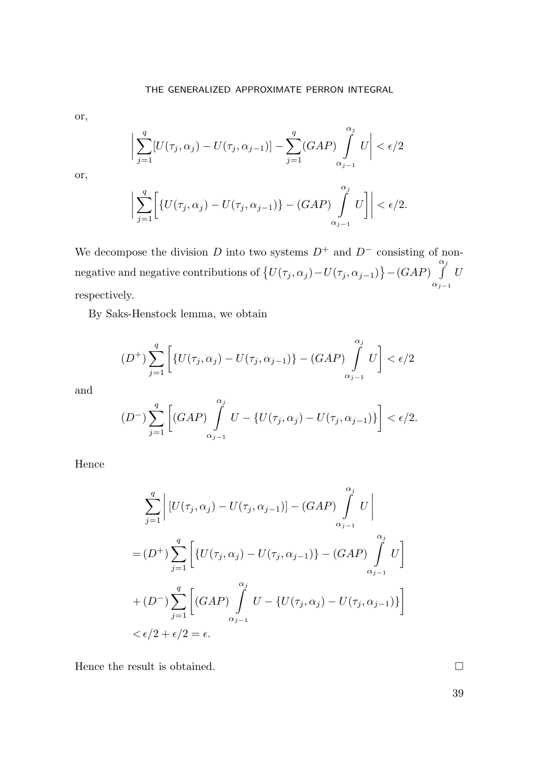or,

$$\Big| \sum_{j=1}^{q} [U(\tau_j, \alpha_j) - U(\tau_j, \alpha_{j-1})] - \sum_{j=1}^{q} (GAP) \int_{\alpha_{j-1}}^{\alpha_j} U \Big| < \epsilon/2$$

or,

$$\Big| \sum_{j=1}^{q} \Big[ \{U(\tau_j, \alpha_j) - U(\tau_j, \alpha_{j-1})\} - (GAP) \int_{\alpha_{j-1}}^{\alpha_j} U \Big] \Big| < \epsilon/2.$$

We decompose the division $D$ into two systems $D^+$ and $D^-$ consisting of non-negative and negative contributions of $\{U(\tau_j, \alpha_j) - U(\tau_j, \alpha_{j-1})\} - (GAP) \int_{\alpha_{j-1}}^{\alpha_j} U$ respectively.

By Saks-Henstock lemma, we obtain

$$(D^+) \sum_{j=1}^{q} \Big[ \{U(\tau_j, \alpha_j) - U(\tau_j, \alpha_{j-1})\} - (GAP) \int_{\alpha_{j-1}}^{\alpha_j} U \Big] < \epsilon/2$$

and

$$(D^-) \sum_{j=1}^{q} \Big[ (GAP) \int_{\alpha_{j-1}}^{\alpha_j} U - \{U(\tau_j, \alpha_j) - U(\tau_j, \alpha_{j-1})\} \Big] < \epsilon/2.$$

Hence

$$\begin{aligned}
&\sum_{j=1}^{q} \Big| [U(\tau_j, \alpha_j) - U(\tau_j, \alpha_{j-1})] - (GAP) \int_{\alpha_{j-1}}^{\alpha_j} U \Big| \\
&= (D^+) \sum_{j=1}^{q} \Big[ \{U(\tau_j, \alpha_j) - U(\tau_j, \alpha_{j-1})\} - (GAP) \int_{\alpha_{j-1}}^{\alpha_j} U \Big] \\
&+ (D^-) \sum_{j=1}^{q} \Big[ (GAP) \int_{\alpha_{j-1}}^{\alpha_j} U - \{U(\tau_j, \alpha_j) - U(\tau_j, \alpha_{j-1})\} \Big] \\
&< \epsilon/2 + \epsilon/2 = \epsilon.
\end{aligned}$$

Hence the result is obtained. □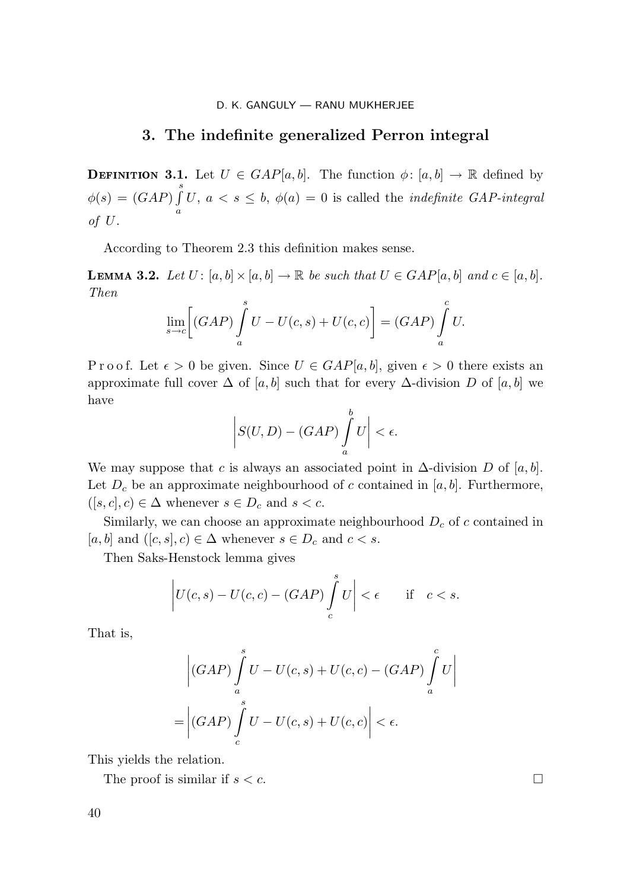## 3. The indefinite generalized Perron integral

**Definition 3.1.** Let $U \in GAP[a,b]$. The function $\phi\colon [a,b] \to \mathbb{R}$ defined by $\phi(s) = (GAP)\int_a^s U$, $a < s \le b$, $\phi(a) = 0$ is called the *indefinite GAP-integral of* $U$.

According to Theorem 2.3 this definition makes sense.

**Lemma 3.2.** *Let* $U\colon [a,b]\times[a,b] \to \mathbb{R}$ *be such that* $U \in GAP[a,b]$ *and* $c \in [a,b]$. *Then*

$$\lim_{s\to c}\left[(GAP)\int_a^s U - U(c,s) + U(c,c)\right] = (GAP)\int_a^c U.$$

P r o o f. Let $\epsilon > 0$ be given. Since $U \in GAP[a,b]$, given $\epsilon > 0$ there exists an approximate full cover $\Delta$ of $[a,b]$ such that for every $\Delta$-division $D$ of $[a,b]$ we have

$$\left|S(U,D) - (GAP)\int_a^b U\right| < \epsilon.$$

We may suppose that $c$ is always an associated point in $\Delta$-division $D$ of $[a,b]$. Let $D_c$ be an approximate neighbourhood of $c$ contained in $[a,b]$. Furthermore, $([s,c],c) \in \Delta$ whenever $s \in D_c$ and $s < c$.

Similarly, we can choose an approximate neighbourhood $D_c$ of $c$ contained in $[a,b]$ and $([c,s],c) \in \Delta$ whenever $s \in D_c$ and $c < s$.

Then Saks-Henstock lemma gives

$$\left|U(c,s) - U(c,c) - (GAP)\int_c^s U\right| < \epsilon \qquad \text{if} \quad c < s.$$

That is,

$$\begin{aligned}&\left|(GAP)\int_a^s U - U(c,s) + U(c,c) - (GAP)\int_a^c U\right| \\ &= \left|(GAP)\int_c^s U - U(c,s) + U(c,c)\right| < \epsilon.\end{aligned}$$

This yields the relation.

The proof is similar if $s < c$. $\square$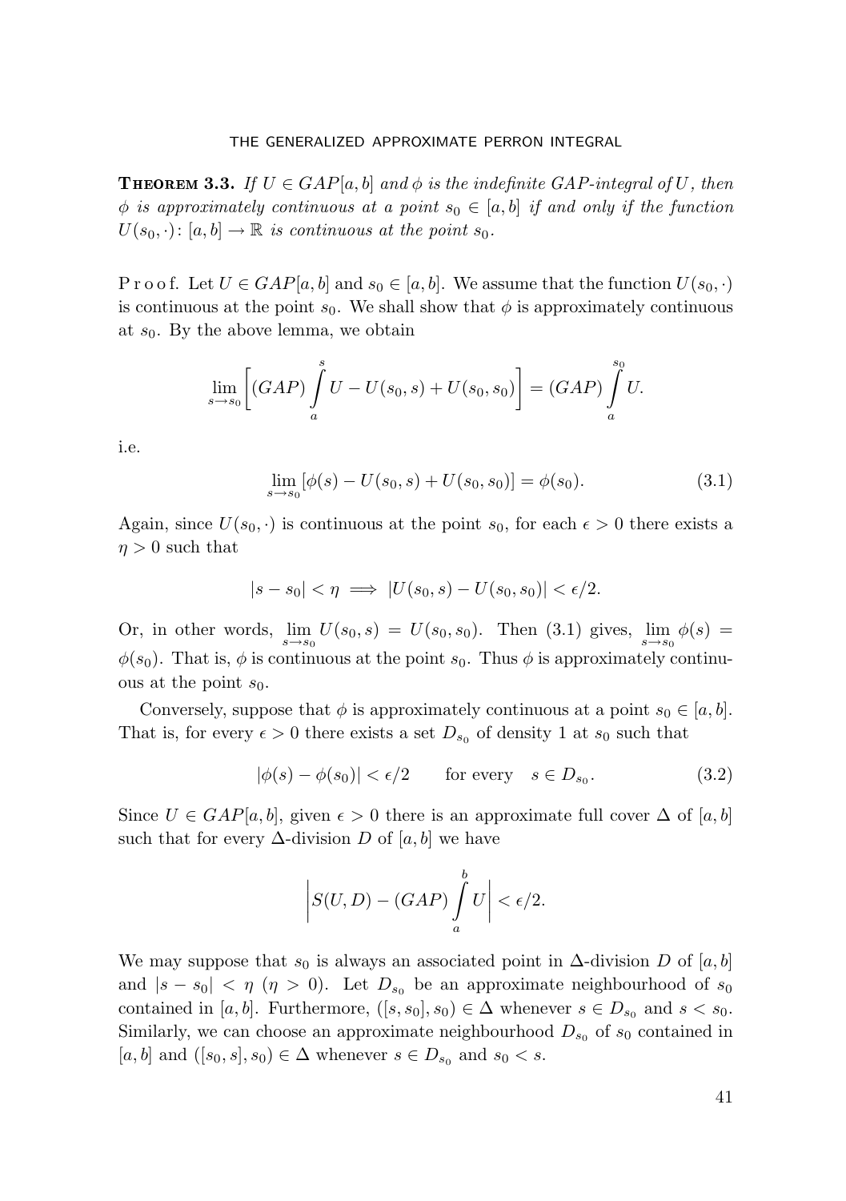**Theorem 3.3.** *If $U \in GAP[a,b]$ and $\phi$ is the indefinite GAP-integral of $U$, then $\phi$ is approximately continuous at a point $s_0 \in [a,b]$ if and only if the function $U(s_0,\cdot)\colon [a,b] \to \mathbb{R}$ is continuous at the point $s_0$.*

P r o o f. Let $U \in GAP[a,b]$ and $s_0 \in [a,b]$. We assume that the function $U(s_0,\cdot)$ is continuous at the point $s_0$. We shall show that $\phi$ is approximately continuous at $s_0$. By the above lemma, we obtain

$$\lim_{s\to s_0}\left[(GAP)\int\limits_a^s U - U(s_0,s) + U(s_0,s_0)\right] = (GAP)\int\limits_a^{s_0} U.$$

i.e.

$$\lim_{s\to s_0}[\phi(s) - U(s_0,s) + U(s_0,s_0)] = \phi(s_0). \tag{3.1}$$

Again, since $U(s_0,\cdot)$ is continuous at the point $s_0$, for each $\epsilon > 0$ there exists a $\eta > 0$ such that

$$|s - s_0| < \eta \implies |U(s_0,s) - U(s_0,s_0)| < \epsilon/2.$$

Or, in other words, $\lim\limits_{s\to s_0} U(s_0,s) = U(s_0,s_0)$. Then (3.1) gives, $\lim\limits_{s\to s_0}\phi(s) = \phi(s_0)$. That is, $\phi$ is continuous at the point $s_0$. Thus $\phi$ is approximately continuous at the point $s_0$.

Conversely, suppose that $\phi$ is approximately continuous at a point $s_0 \in [a,b]$. That is, for every $\epsilon > 0$ there exists a set $D_{s_0}$ of density 1 at $s_0$ such that

$$|\phi(s) - \phi(s_0)| < \epsilon/2 \qquad \text{for every} \quad s \in D_{s_0}. \tag{3.2}$$

Since $U \in GAP[a,b]$, given $\epsilon > 0$ there is an approximate full cover $\Delta$ of $[a,b]$ such that for every $\Delta$-division $D$ of $[a,b]$ we have

$$\left|S(U,D) - (GAP)\int\limits_a^b U\right| < \epsilon/2.$$

We may suppose that $s_0$ is always an associated point in $\Delta$-division $D$ of $[a,b]$ and $|s - s_0| < \eta$ ($\eta > 0$). Let $D_{s_0}$ be an approximate neighbourhood of $s_0$ contained in $[a,b]$. Furthermore, $([s,s_0],s_0) \in \Delta$ whenever $s \in D_{s_0}$ and $s < s_0$. Similarly, we can choose an approximate neighbourhood $D_{s_0}$ of $s_0$ contained in $[a,b]$ and $([s_0,s],s_0) \in \Delta$ whenever $s \in D_{s_0}$ and $s_0 < s$.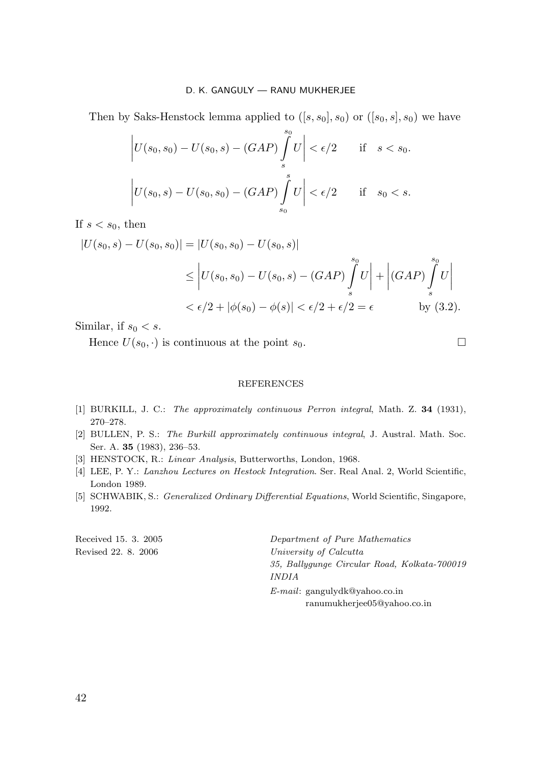Then by Saks-Henstock lemma applied to $([s, s_0], s_0)$ or $([s_0, s], s_0)$ we have

$$\left| U(s_0, s_0) - U(s_0, s) - (GAP) \int_{s}^{s_0} U \right| < \epsilon/2 \qquad \text{if} \quad s < s_0.$$

$$\left| U(s_0, s) - U(s_0, s_0) - (GAP) \int_{s_0}^{s} U \right| < \epsilon/2 \qquad \text{if} \quad s_0 < s.$$

If $s < s_0$, then

$$\begin{aligned} |U(s_0, s) - U(s_0, s_0)| &= |U(s_0, s_0) - U(s_0, s)| \\ &\leq \left| U(s_0, s_0) - U(s_0, s) - (GAP) \int_{s}^{s_0} U \right| + \left| (GAP) \int_{s}^{s_0} U \right| \\ &< \epsilon/2 + |\phi(s_0) - \phi(s)| < \epsilon/2 + \epsilon/2 = \epsilon \qquad \text{by (3.2).} \end{aligned}$$

Similar, if $s_0 < s$.

Hence $U(s_0, \cdot)$ is continuous at the point $s_0$. □

## REFERENCES

[1] BURKILL, J. C.: *The approximately continuous Perron integral*, Math. Z. **34** (1931), 270–278.

[2] BULLEN, P. S.: *The Burkill approximately continuous integral*, J. Austral. Math. Soc. Ser. A. **35** (1983), 236–53.

[3] HENSTOCK, R.: *Linear Analysis*, Butterworths, London, 1968.

[4] LEE, P. Y.: *Lanzhou Lectures on Hestock Integration*. Ser. Real Anal. 2, World Scientific, London 1989.

[5] SCHWABIK, S.: *Generalized Ordinary Differential Equations*, World Scientific, Singapore, 1992.

Received 15. 3. 2005
Revised 22. 8. 2006

*Department of Pure Mathematics*
*University of Calcutta*
*35, Ballygunge Circular Road, Kolkata-700019*
*INDIA*
*E-mail*: gangulydk@yahoo.co.in
ranumukherjee05@yahoo.co.in